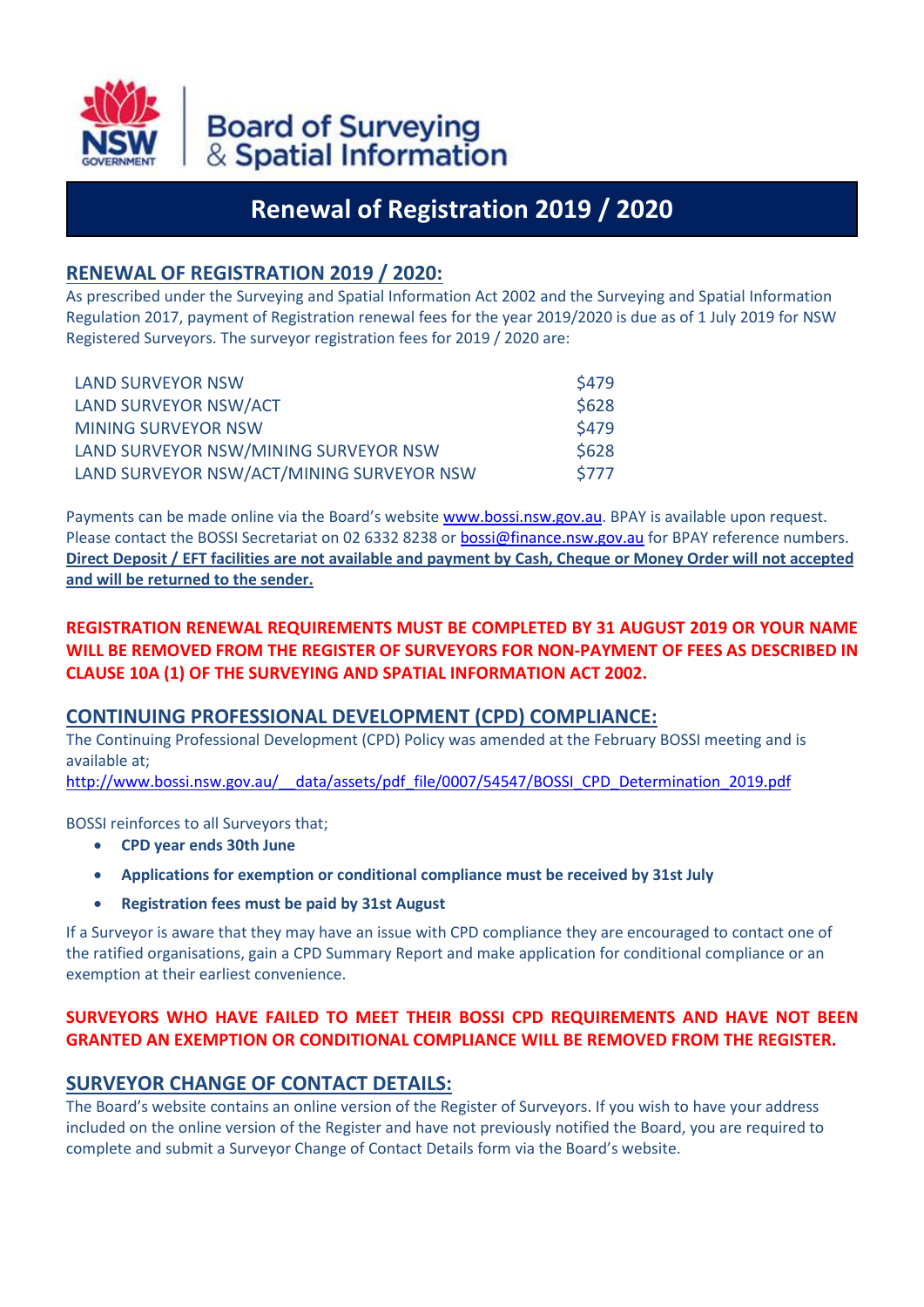Board of Surveying & Spatial Information

# Renewal of Registration 2019 / 2020

## RENEWAL OF REGISTRATION 2019 / 2020:

As prescribed under the Surveying and Spatial Information Act 2002 and the Surveying and Spatial Information Regulation 2017, payment of Registration renewal fees for the year 2019/2020 is due as of 1 July 2019 for NSW Registered Surveyors. The surveyor registration fees for 2019 / 2020 are:

| | |
|---|---|
| LAND SURVEYOR NSW | $479 |
| LAND SURVEYOR NSW/ACT | $628 |
| MINING SURVEYOR NSW | $479 |
| LAND SURVEYOR NSW/MINING SURVEYOR NSW | $628 |
| LAND SURVEYOR NSW/ACT/MINING SURVEYOR NSW | $777 |

Payments can be made online via the Board's website www.bossi.nsw.gov.au. BPAY is available upon request. Please contact the BOSSI Secretariat on 02 6332 8238 or bossi@finance.nsw.gov.au for BPAY reference numbers. **Direct Deposit / EFT facilities are not available and payment by Cash, Cheque or Money Order will not accepted and will be returned to the sender.**

**REGISTRATION RENEWAL REQUIREMENTS MUST BE COMPLETED BY 31 AUGUST 2019 OR YOUR NAME WILL BE REMOVED FROM THE REGISTER OF SURVEYORS FOR NON-PAYMENT OF FEES AS DESCRIBED IN CLAUSE 10A (1) OF THE SURVEYING AND SPATIAL INFORMATION ACT 2002.**

## CONTINUING PROFESSIONAL DEVELOPMENT (CPD) COMPLIANCE:

The Continuing Professional Development (CPD) Policy was amended at the February BOSSI meeting and is available at;
http://www.bossi.nsw.gov.au/__data/assets/pdf_file/0007/54547/BOSSI_CPD_Determination_2019.pdf

BOSSI reinforces to all Surveyors that;

- **CPD year ends 30th June**
- **Applications for exemption or conditional compliance must be received by 31st July**
- **Registration fees must be paid by 31st August**

If a Surveyor is aware that they may have an issue with CPD compliance they are encouraged to contact one of the ratified organisations, gain a CPD Summary Report and make application for conditional compliance or an exemption at their earliest convenience.

**SURVEYORS WHO HAVE FAILED TO MEET THEIR BOSSI CPD REQUIREMENTS AND HAVE NOT BEEN GRANTED AN EXEMPTION OR CONDITIONAL COMPLIANCE WILL BE REMOVED FROM THE REGISTER.**

## SURVEYOR CHANGE OF CONTACT DETAILS:

The Board's website contains an online version of the Register of Surveyors. If you wish to have your address included on the online version of the Register and have not previously notified the Board, you are required to complete and submit a Surveyor Change of Contact Details form via the Board's website.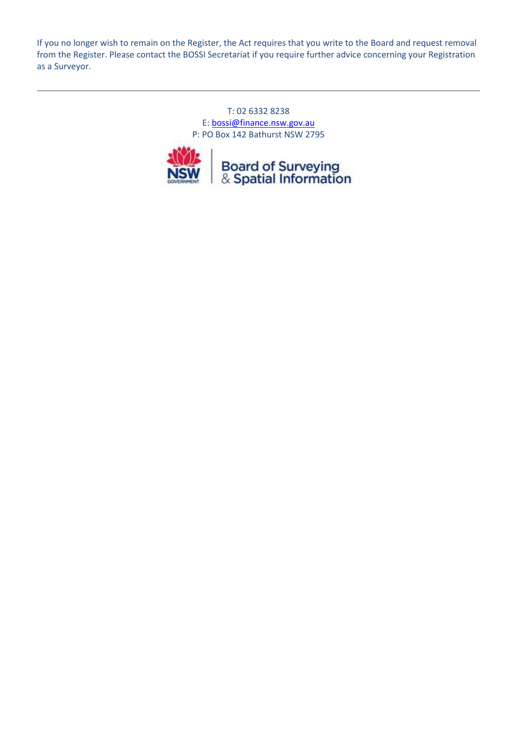If you no longer wish to remain on the Register, the Act requires that you write to the Board and request removal from the Register. Please contact the BOSSI Secretariat if you require further advice concerning your Registration as a Surveyor.

---

T: 02 6332 8238
E: bossi@finance.nsw.gov.au
P: PO Box 142 Bathurst NSW 2795

NSW GOVERNMENT | Board of Surveying & Spatial Information